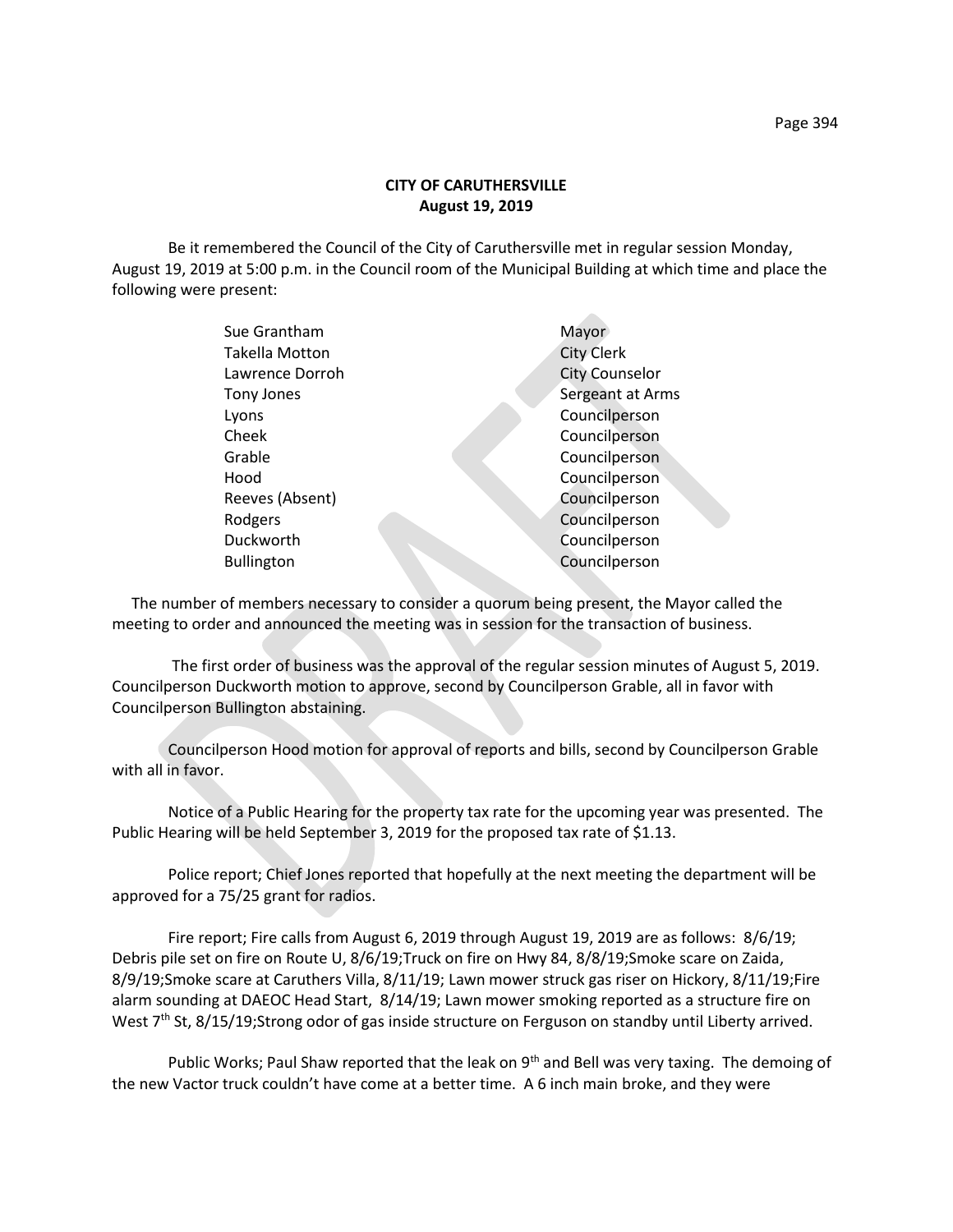**CITY OF CARUTHERSVILLE**
**August 19, 2019**

Be it remembered the Council of the City of Caruthersville met in regular session Monday, August 19, 2019 at 5:00 p.m. in the Council room of the Municipal Building at which time and place the following were present:

| | |
|---|---|
| Sue Grantham | Mayor |
| Takella Motton | City Clerk |
| Lawrence Dorroh | City Counselor |
| Tony Jones | Sergeant at Arms |
| Lyons | Councilperson |
| Cheek | Councilperson |
| Grable | Councilperson |
| Hood | Councilperson |
| Reeves (Absent) | Councilperson |
| Rodgers | Councilperson |
| Duckworth | Councilperson |
| Bullington | Councilperson |

The number of members necessary to consider a quorum being present, the Mayor called the meeting to order and announced the meeting was in session for the transaction of business.

The first order of business was the approval of the regular session minutes of August 5, 2019. Councilperson Duckworth motion to approve, second by Councilperson Grable, all in favor with Councilperson Bullington abstaining.

Councilperson Hood motion for approval of reports and bills, second by Councilperson Grable with all in favor.

Notice of a Public Hearing for the property tax rate for the upcoming year was presented. The Public Hearing will be held September 3, 2019 for the proposed tax rate of $1.13.

Police report; Chief Jones reported that hopefully at the next meeting the department will be approved for a 75/25 grant for radios.

Fire report; Fire calls from August 6, 2019 through August 19, 2019 are as follows: 8/6/19; Debris pile set on fire on Route U, 8/6/19;Truck on fire on Hwy 84, 8/8/19;Smoke scare on Zaida, 8/9/19;Smoke scare at Caruthers Villa, 8/11/19; Lawn mower struck gas riser on Hickory, 8/11/19;Fire alarm sounding at DAEOC Head Start, 8/14/19; Lawn mower smoking reported as a structure fire on West 7th St, 8/15/19;Strong odor of gas inside structure on Ferguson on standby until Liberty arrived.

Public Works; Paul Shaw reported that the leak on 9th and Bell was very taxing. The demoing of the new Vactor truck couldn't have come at a better time. A 6 inch main broke, and they were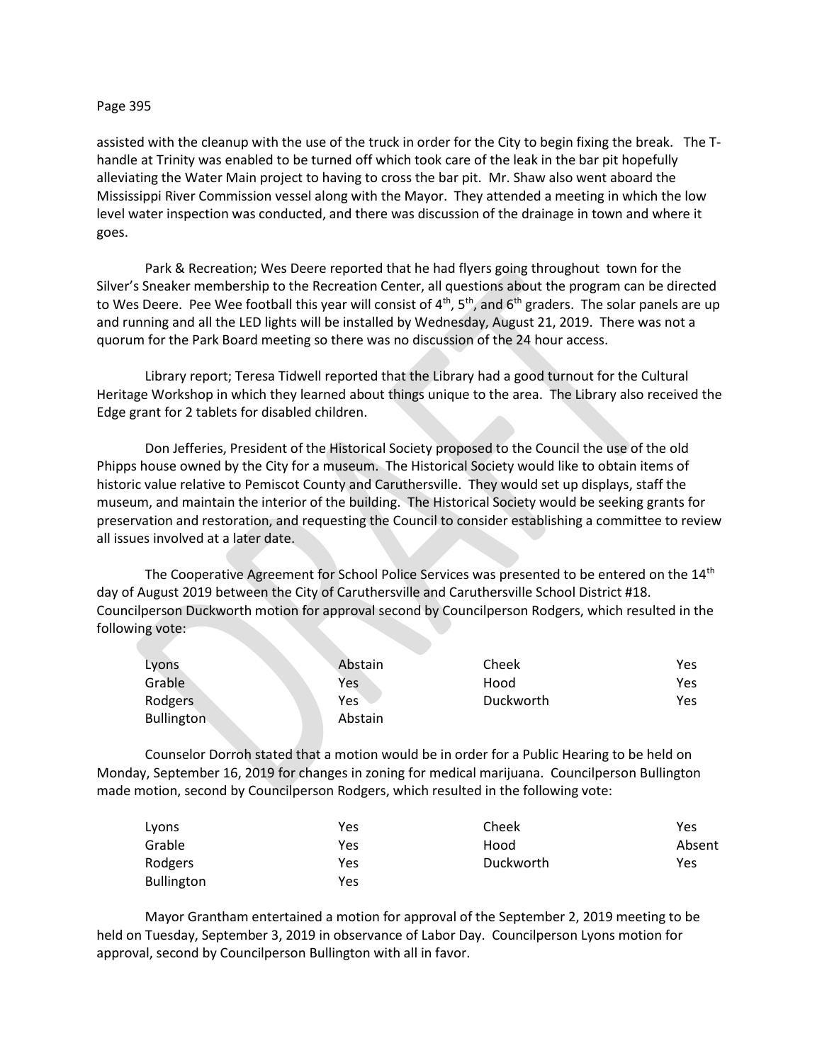assisted with the cleanup with the use of the truck in order for the City to begin fixing the break. The T-handle at Trinity was enabled to be turned off which took care of the leak in the bar pit hopefully alleviating the Water Main project to having to cross the bar pit. Mr. Shaw also went aboard the Mississippi River Commission vessel along with the Mayor. They attended a meeting in which the low level water inspection was conducted, and there was discussion of the drainage in town and where it goes.

Park & Recreation; Wes Deere reported that he had flyers going throughout town for the Silver's Sneaker membership to the Recreation Center, all questions about the program can be directed to Wes Deere. Pee Wee football this year will consist of 4th, 5th, and 6th graders. The solar panels are up and running and all the LED lights will be installed by Wednesday, August 21, 2019. There was not a quorum for the Park Board meeting so there was no discussion of the 24 hour access.

Library report; Teresa Tidwell reported that the Library had a good turnout for the Cultural Heritage Workshop in which they learned about things unique to the area. The Library also received the Edge grant for 2 tablets for disabled children.

Don Jefferies, President of the Historical Society proposed to the Council the use of the old Phipps house owned by the City for a museum. The Historical Society would like to obtain items of historic value relative to Pemiscot County and Caruthersville. They would set up displays, staff the museum, and maintain the interior of the building. The Historical Society would be seeking grants for preservation and restoration, and requesting the Council to consider establishing a committee to review all issues involved at a later date.

The Cooperative Agreement for School Police Services was presented to be entered on the 14th day of August 2019 between the City of Caruthersville and Caruthersville School District #18. Councilperson Duckworth motion for approval second by Councilperson Rodgers, which resulted in the following vote:

| | | | |
|---|---|---|---|
| Lyons | Abstain | Cheek | Yes |
| Grable | Yes | Hood | Yes |
| Rodgers | Yes | Duckworth | Yes |
| Bullington | Abstain | | |

Counselor Dorroh stated that a motion would be in order for a Public Hearing to be held on Monday, September 16, 2019 for changes in zoning for medical marijuana. Councilperson Bullington made motion, second by Councilperson Rodgers, which resulted in the following vote:

| | | | |
|---|---|---|---|
| Lyons | Yes | Cheek | Yes |
| Grable | Yes | Hood | Absent |
| Rodgers | Yes | Duckworth | Yes |
| Bullington | Yes | | |

Mayor Grantham entertained a motion for approval of the September 2, 2019 meeting to be held on Tuesday, September 3, 2019 in observance of Labor Day. Councilperson Lyons motion for approval, second by Councilperson Bullington with all in favor.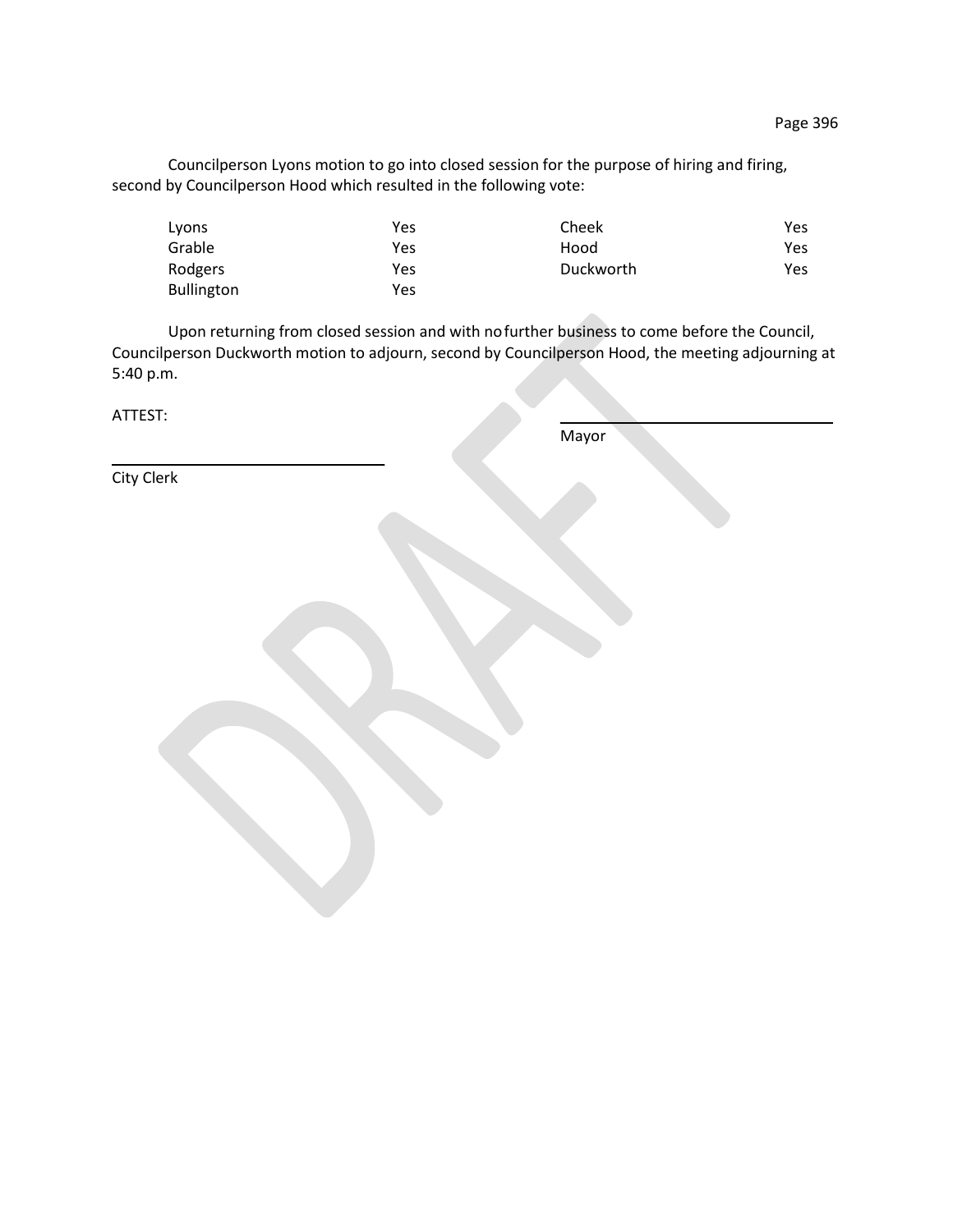Councilperson Lyons motion to go into closed session for the purpose of hiring and firing, second by Councilperson Hood which resulted in the following vote:

| | | | |
|---|---|---|---|
| Lyons | Yes | Cheek | Yes |
| Grable | Yes | Hood | Yes |
| Rodgers | Yes | Duckworth | Yes |
| Bullington | Yes | | |

Upon returning from closed session and with no further business to come before the Council, Councilperson Duckworth motion to adjourn, second by Councilperson Hood, the meeting adjourning at 5:40 p.m.

ATTEST:

\_\_\_\_\_\_\_\_\_\_\_\_\_\_\_\_\_\_\_\_\_\_\_\_\_\_\_\_\_\_
Mayor

\_\_\_\_\_\_\_\_\_\_\_\_\_\_\_\_\_\_\_\_\_\_\_\_\_\_\_\_\_\_
City Clerk

DRAFT